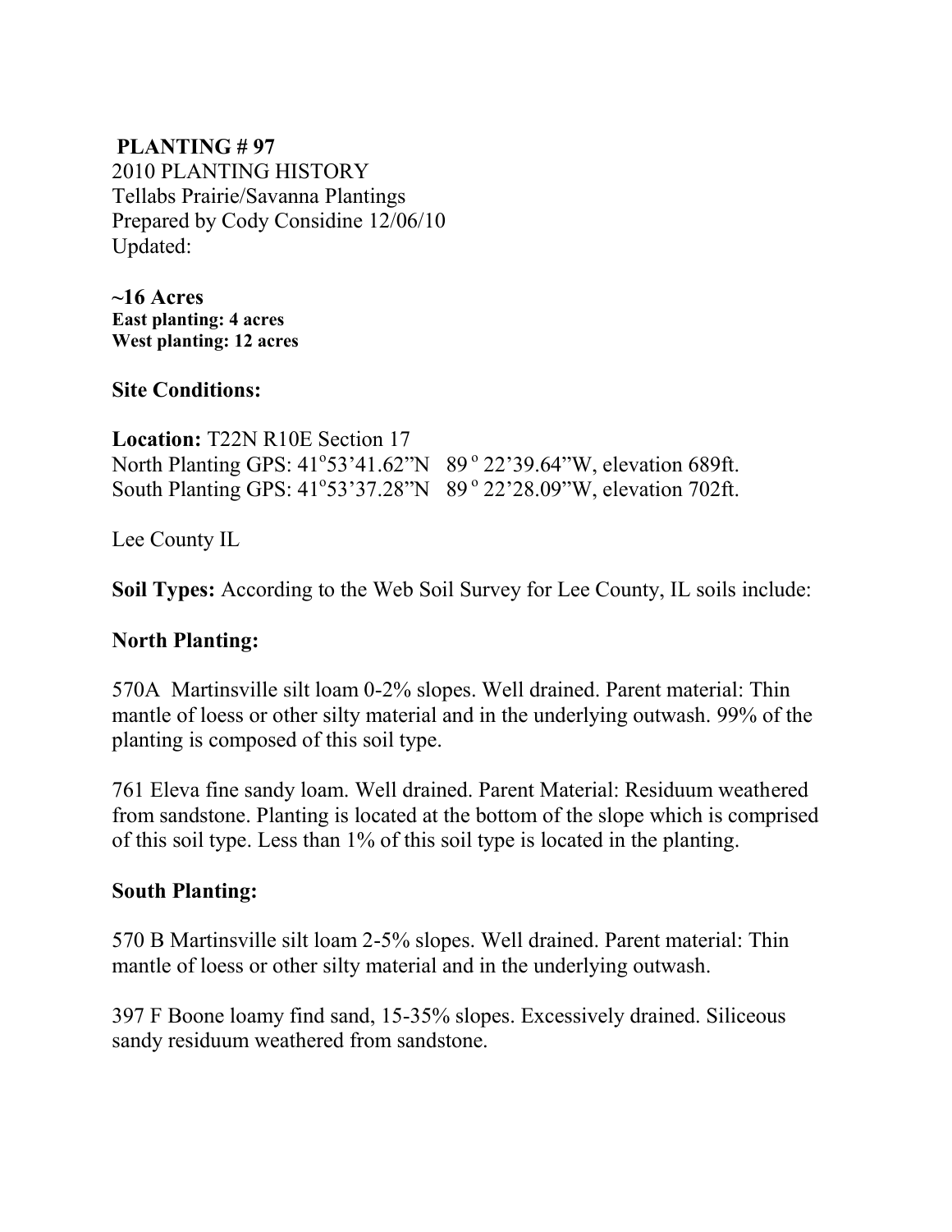**PLANTING # 97**
2010 PLANTING HISTORY
Tellabs Prairie/Savanna Plantings
Prepared by Cody Considine 12/06/10
Updated:

**~16 Acres**
**East planting: 4 acres**
**West planting: 12 acres**

**Site Conditions:**

**Location:** T22N R10E Section 17
North Planting GPS: 41°53'41.62"N 89° 22'39.64"W, elevation 689ft.
South Planting GPS: 41°53'37.28"N 89° 22'28.09"W, elevation 702ft.

Lee County IL

**Soil Types:** According to the Web Soil Survey for Lee County, IL soils include:

**North Planting:**

570A Martinsville silt loam 0-2% slopes. Well drained. Parent material: Thin mantle of loess or other silty material and in the underlying outwash. 99% of the planting is composed of this soil type.

761 Eleva fine sandy loam. Well drained. Parent Material: Residuum weathered from sandstone. Planting is located at the bottom of the slope which is comprised of this soil type. Less than 1% of this soil type is located in the planting.

**South Planting:**

570 B Martinsville silt loam 2-5% slopes. Well drained. Parent material: Thin mantle of loess or other silty material and in the underlying outwash.

397 F Boone loamy find sand, 15-35% slopes. Excessively drained. Siliceous sandy residuum weathered from sandstone.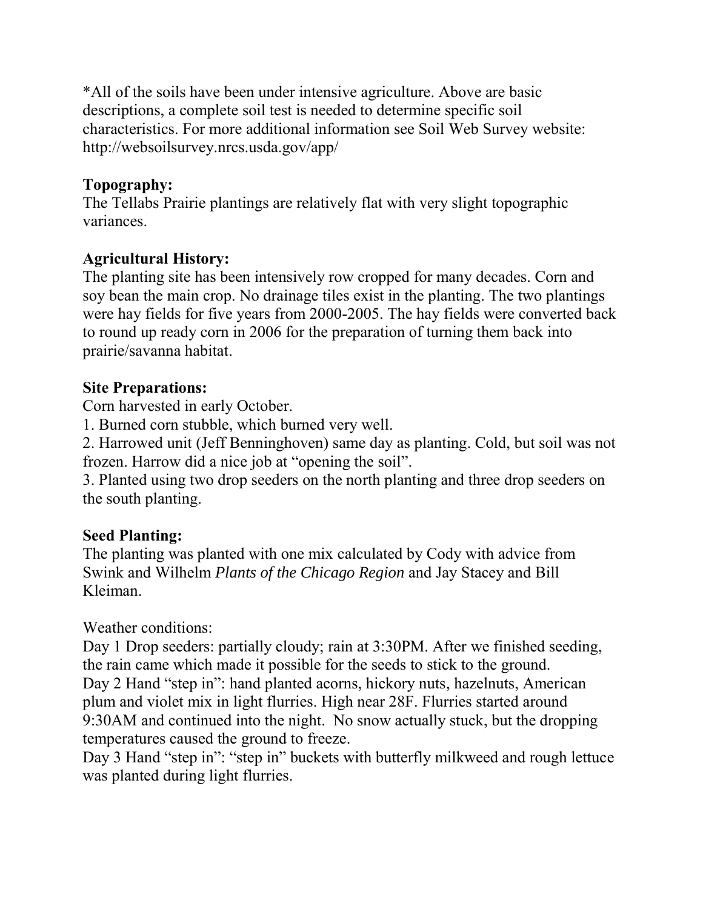*All of the soils have been under intensive agriculture. Above are basic descriptions, a complete soil test is needed to determine specific soil characteristics. For more additional information see Soil Web Survey website: http://websoilsurvey.nrcs.usda.gov/app/

**Topography:**
The Tellabs Prairie plantings are relatively flat with very slight topographic variances.

**Agricultural History:**
The planting site has been intensively row cropped for many decades. Corn and soy bean the main crop. No drainage tiles exist in the planting. The two plantings were hay fields for five years from 2000-2005. The hay fields were converted back to round up ready corn in 2006 for the preparation of turning them back into prairie/savanna habitat.

**Site Preparations:**
Corn harvested in early October.
1. Burned corn stubble, which burned very well.
2. Harrowed unit (Jeff Benninghoven) same day as planting. Cold, but soil was not frozen. Harrow did a nice job at "opening the soil".
3. Planted using two drop seeders on the north planting and three drop seeders on the south planting.

**Seed Planting:**
The planting was planted with one mix calculated by Cody with advice from Swink and Wilhelm *Plants of the Chicago Region* and Jay Stacey and Bill Kleiman.

Weather conditions:
Day 1 Drop seeders: partially cloudy; rain at 3:30PM. After we finished seeding, the rain came which made it possible for the seeds to stick to the ground.
Day 2 Hand "step in": hand planted acorns, hickory nuts, hazelnuts, American plum and violet mix in light flurries. High near 28F. Flurries started around 9:30AM and continued into the night. No snow actually stuck, but the dropping temperatures caused the ground to freeze.
Day 3 Hand "step in": "step in" buckets with butterfly milkweed and rough lettuce was planted during light flurries.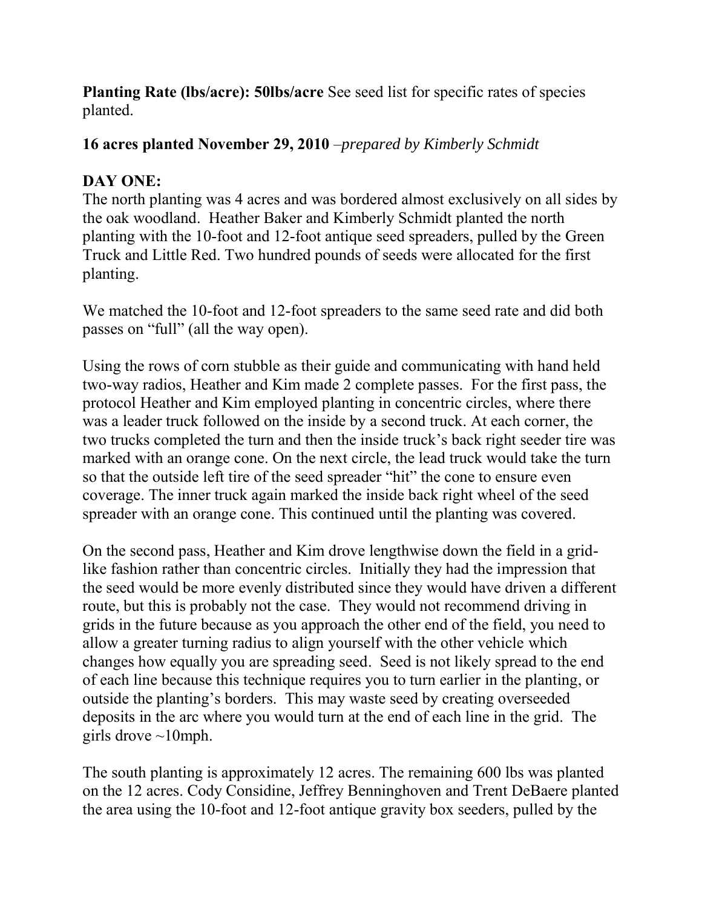**Planting Rate (lbs/acre): 50lbs/acre** See seed list for specific rates of species planted.

**16 acres planted November 29, 2010** *–prepared by Kimberly Schmidt*

**DAY ONE:**

The north planting was 4 acres and was bordered almost exclusively on all sides by the oak woodland. Heather Baker and Kimberly Schmidt planted the north planting with the 10-foot and 12-foot antique seed spreaders, pulled by the Green Truck and Little Red. Two hundred pounds of seeds were allocated for the first planting.

We matched the 10-foot and 12-foot spreaders to the same seed rate and did both passes on "full" (all the way open).

Using the rows of corn stubble as their guide and communicating with hand held two-way radios, Heather and Kim made 2 complete passes. For the first pass, the protocol Heather and Kim employed planting in concentric circles, where there was a leader truck followed on the inside by a second truck. At each corner, the two trucks completed the turn and then the inside truck's back right seeder tire was marked with an orange cone. On the next circle, the lead truck would take the turn so that the outside left tire of the seed spreader "hit" the cone to ensure even coverage. The inner truck again marked the inside back right wheel of the seed spreader with an orange cone. This continued until the planting was covered.

On the second pass, Heather and Kim drove lengthwise down the field in a grid-like fashion rather than concentric circles. Initially they had the impression that the seed would be more evenly distributed since they would have driven a different route, but this is probably not the case. They would not recommend driving in grids in the future because as you approach the other end of the field, you need to allow a greater turning radius to align yourself with the other vehicle which changes how equally you are spreading seed. Seed is not likely spread to the end of each line because this technique requires you to turn earlier in the planting, or outside the planting's borders. This may waste seed by creating overseeded deposits in the arc where you would turn at the end of each line in the grid. The girls drove ~10mph.

The south planting is approximately 12 acres. The remaining 600 lbs was planted on the 12 acres. Cody Considine, Jeffrey Benninghoven and Trent DeBaere planted the area using the 10-foot and 12-foot antique gravity box seeders, pulled by the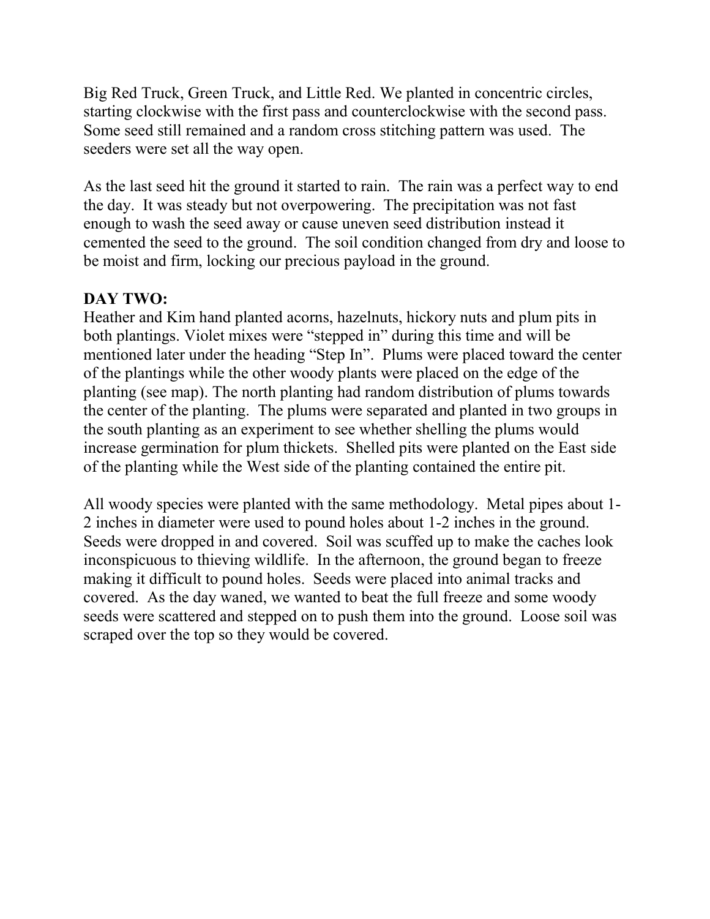Big Red Truck, Green Truck, and Little Red. We planted in concentric circles, starting clockwise with the first pass and counterclockwise with the second pass. Some seed still remained and a random cross stitching pattern was used. The seeders were set all the way open.

As the last seed hit the ground it started to rain. The rain was a perfect way to end the day. It was steady but not overpowering. The precipitation was not fast enough to wash the seed away or cause uneven seed distribution instead it cemented the seed to the ground. The soil condition changed from dry and loose to be moist and firm, locking our precious payload in the ground.

**DAY TWO:**
Heather and Kim hand planted acorns, hazelnuts, hickory nuts and plum pits in both plantings. Violet mixes were "stepped in" during this time and will be mentioned later under the heading "Step In". Plums were placed toward the center of the plantings while the other woody plants were placed on the edge of the planting (see map). The north planting had random distribution of plums towards the center of the planting. The plums were separated and planted in two groups in the south planting as an experiment to see whether shelling the plums would increase germination for plum thickets. Shelled pits were planted on the East side of the planting while the West side of the planting contained the entire pit.

All woody species were planted with the same methodology. Metal pipes about 1-2 inches in diameter were used to pound holes about 1-2 inches in the ground. Seeds were dropped in and covered. Soil was scuffed up to make the caches look inconspicuous to thieving wildlife. In the afternoon, the ground began to freeze making it difficult to pound holes. Seeds were placed into animal tracks and covered. As the day waned, we wanted to beat the full freeze and some woody seeds were scattered and stepped on to push them into the ground. Loose soil was scraped over the top so they would be covered.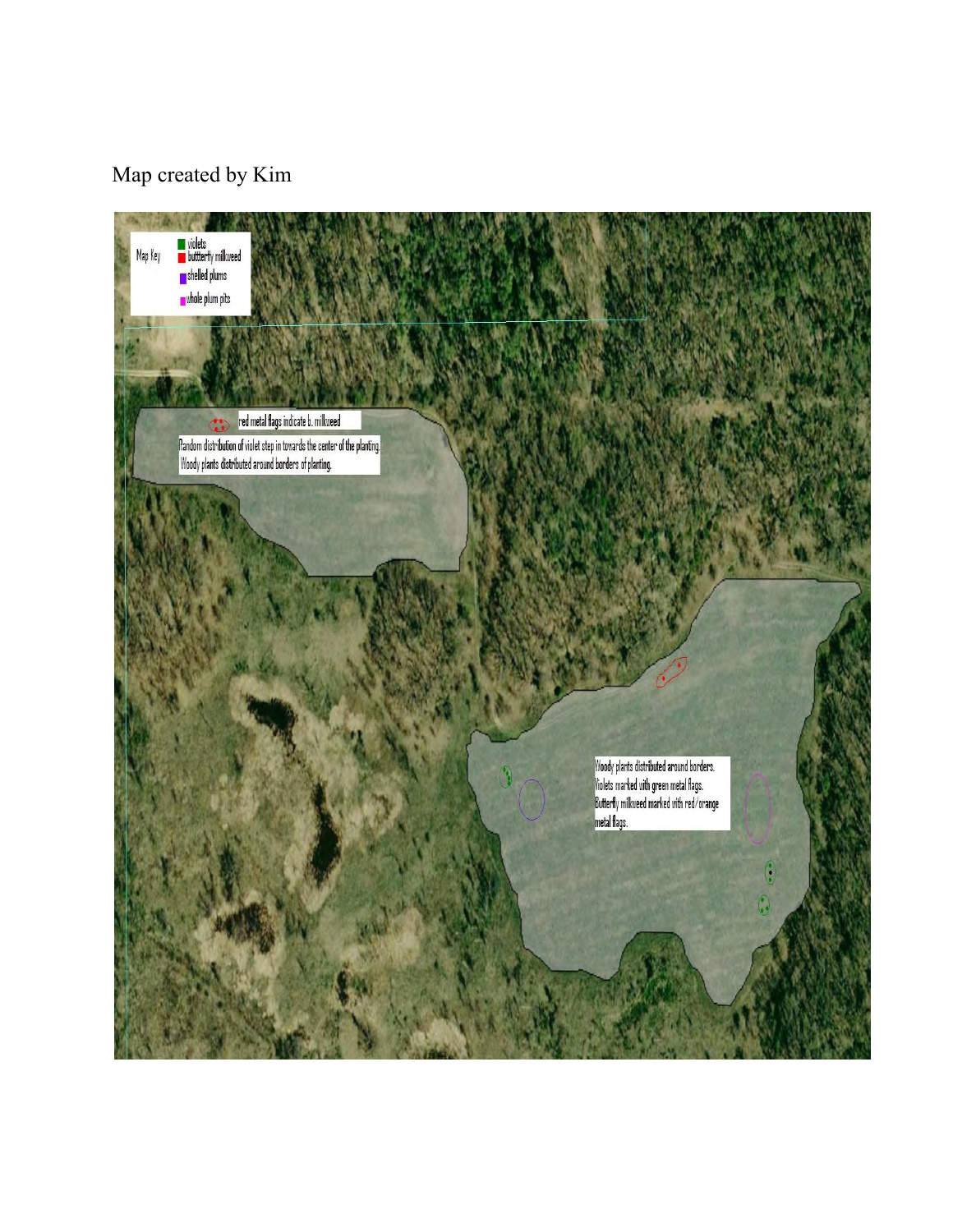Map created by Kim

Map Key
- violets
- butterfly milkweed
- shelled plums
- whole plum pits

red metal flags indicate b. milkweed

Random distribution of violet step in towards the center of the planting. Woody plants distributed around borders of planting.

Woody plants distributed around borders. Violets marked with green metal flags. Butterfly milkweed marked with red/orange metal flags.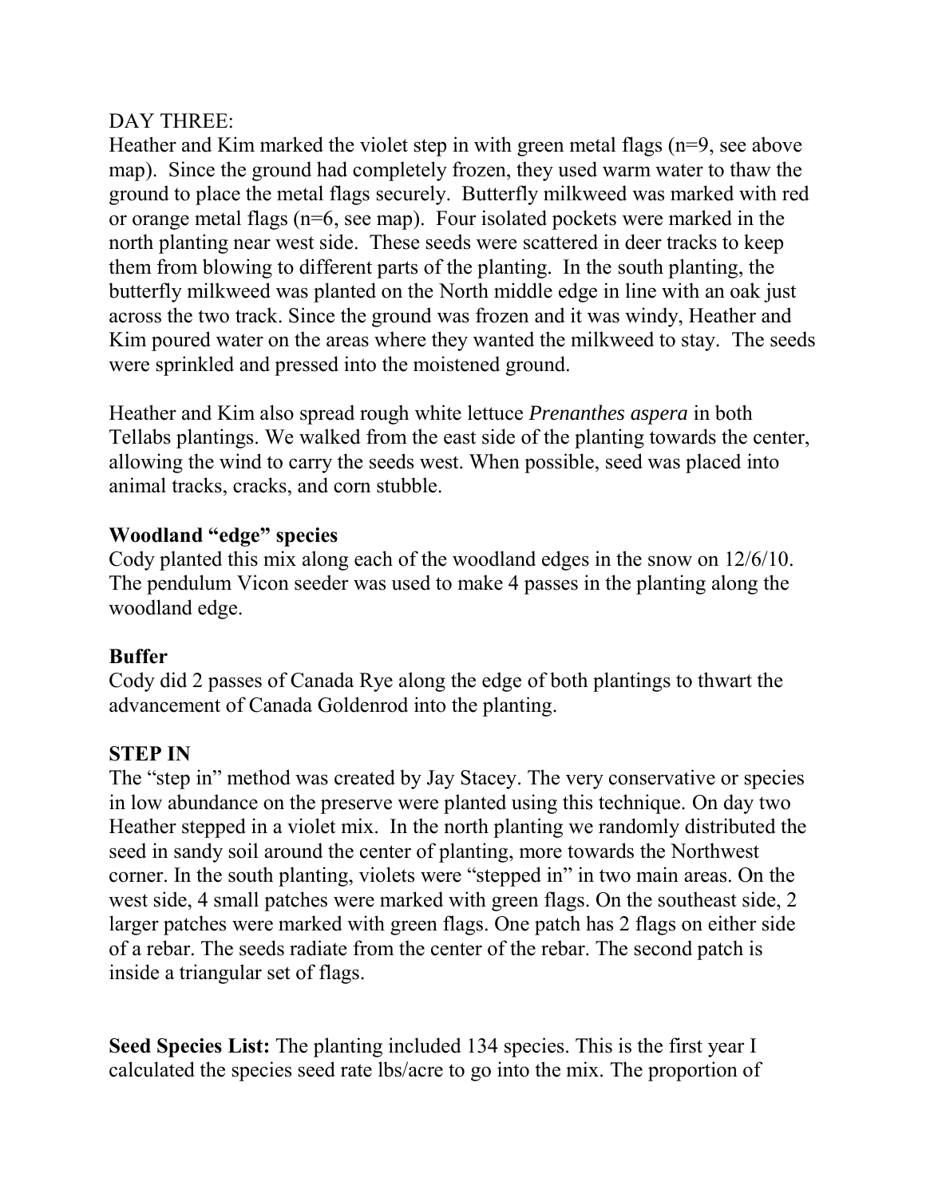DAY THREE:

Heather and Kim marked the violet step in with green metal flags (n=9, see above map). Since the ground had completely frozen, they used warm water to thaw the ground to place the metal flags securely. Butterfly milkweed was marked with red or orange metal flags (n=6, see map). Four isolated pockets were marked in the north planting near west side. These seeds were scattered in deer tracks to keep them from blowing to different parts of the planting. In the south planting, the butterfly milkweed was planted on the North middle edge in line with an oak just across the two track. Since the ground was frozen and it was windy, Heather and Kim poured water on the areas where they wanted the milkweed to stay. The seeds were sprinkled and pressed into the moistened ground.

Heather and Kim also spread rough white lettuce *Prenanthes aspera* in both Tellabs plantings. We walked from the east side of the planting towards the center, allowing the wind to carry the seeds west. When possible, seed was placed into animal tracks, cracks, and corn stubble.

**Woodland "edge" species**

Cody planted this mix along each of the woodland edges in the snow on 12/6/10. The pendulum Vicon seeder was used to make 4 passes in the planting along the woodland edge.

**Buffer**

Cody did 2 passes of Canada Rye along the edge of both plantings to thwart the advancement of Canada Goldenrod into the planting.

**STEP IN**

The "step in" method was created by Jay Stacey. The very conservative or species in low abundance on the preserve were planted using this technique. On day two Heather stepped in a violet mix. In the north planting we randomly distributed the seed in sandy soil around the center of planting, more towards the Northwest corner. In the south planting, violets were "stepped in" in two main areas. On the west side, 4 small patches were marked with green flags. On the southeast side, 2 larger patches were marked with green flags. One patch has 2 flags on either side of a rebar. The seeds radiate from the center of the rebar. The second patch is inside a triangular set of flags.

**Seed Species List:** The planting included 134 species. This is the first year I calculated the species seed rate lbs/acre to go into the mix. The proportion of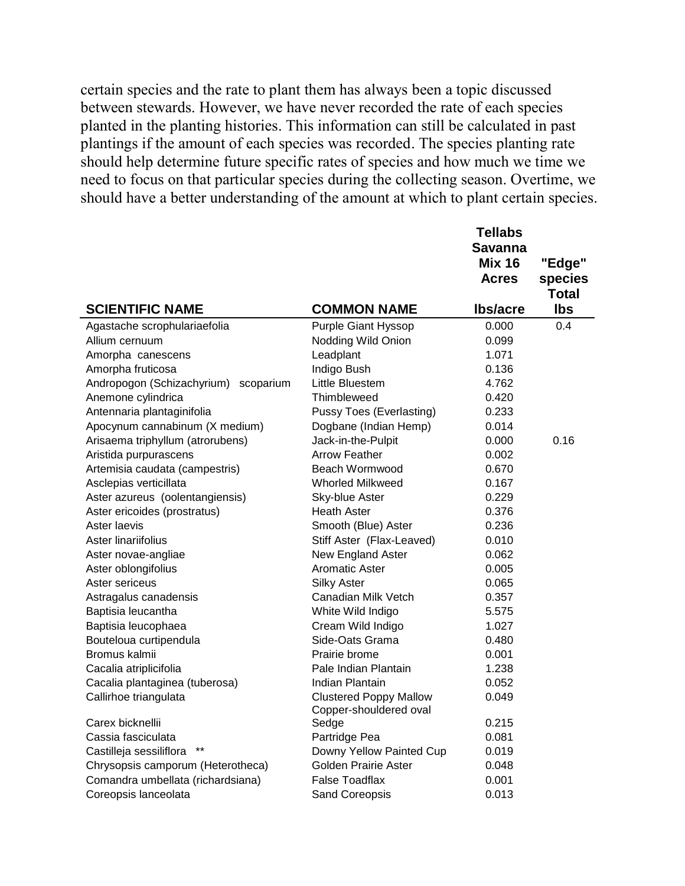certain species and the rate to plant them has always been a topic discussed between stewards. However, we have never recorded the rate of each species planted in the planting histories. This information can still be calculated in past plantings if the amount of each species was recorded. The species planting rate should help determine future specific rates of species and how much we time we need to focus on that particular species during the collecting season. Overtime, we should have a better understanding of the amount at which to plant certain species.

| SCIENTIFIC NAME | COMMON NAME | Tellabs Savanna Mix 16 Acres lbs/acre | "Edge" species Total lbs |
|---|---|---|---|
| Agastache scrophulariaefolia | Purple Giant Hyssop | 0.000 | 0.4 |
| Allium cernuum | Nodding Wild Onion | 0.099 | |
| Amorpha canescens | Leadplant | 1.071 | |
| Amorpha fruticosa | Indigo Bush | 0.136 | |
| Andropogon (Schizachyrium) scoparium | Little Bluestem | 4.762 | |
| Anemone cylindrica | Thimbleweed | 0.420 | |
| Antennaria plantaginifolia | Pussy Toes (Everlasting) | 0.233 | |
| Apocynum cannabinum (X medium) | Dogbane (Indian Hemp) | 0.014 | |
| Arisaema triphyllum (atrorubens) | Jack-in-the-Pulpit | 0.000 | 0.16 |
| Aristida purpurascens | Arrow Feather | 0.002 | |
| Artemisia caudata (campestris) | Beach Wormwood | 0.670 | |
| Asclepias verticillata | Whorled Milkweed | 0.167 | |
| Aster azureus (oolentangiensis) | Sky-blue Aster | 0.229 | |
| Aster ericoides (prostratus) | Heath Aster | 0.376 | |
| Aster laevis | Smooth (Blue) Aster | 0.236 | |
| Aster linariifolius | Stiff Aster (Flax-Leaved) | 0.010 | |
| Aster novae-angliae | New England Aster | 0.062 | |
| Aster oblongifolius | Aromatic Aster | 0.005 | |
| Aster sericeus | Silky Aster | 0.065 | |
| Astragalus canadensis | Canadian Milk Vetch | 0.357 | |
| Baptisia leucantha | White Wild Indigo | 5.575 | |
| Baptisia leucophaea | Cream Wild Indigo | 1.027 | |
| Bouteloua curtipendula | Side-Oats Grama | 0.480 | |
| Bromus kalmii | Prairie brome | 0.001 | |
| Cacalia atriplicifolia | Pale Indian Plantain | 1.238 | |
| Cacalia plantaginea (tuberosa) | Indian Plantain | 0.052 | |
| Callirhoe triangulata | Clustered Poppy Mallow | 0.049 | |
| Carex bicknellii | Copper-shouldered oval Sedge | 0.215 | |
| Cassia fasciculata | Partridge Pea | 0.081 | |
| Castilleja sessiliflora ** | Downy Yellow Painted Cup | 0.019 | |
| Chrysopsis camporum (Heterotheca) | Golden Prairie Aster | 0.048 | |
| Comandra umbellata (richardsiana) | False Toadflax | 0.001 | |
| Coreopsis lanceolata | Sand Coreopsis | 0.013 | |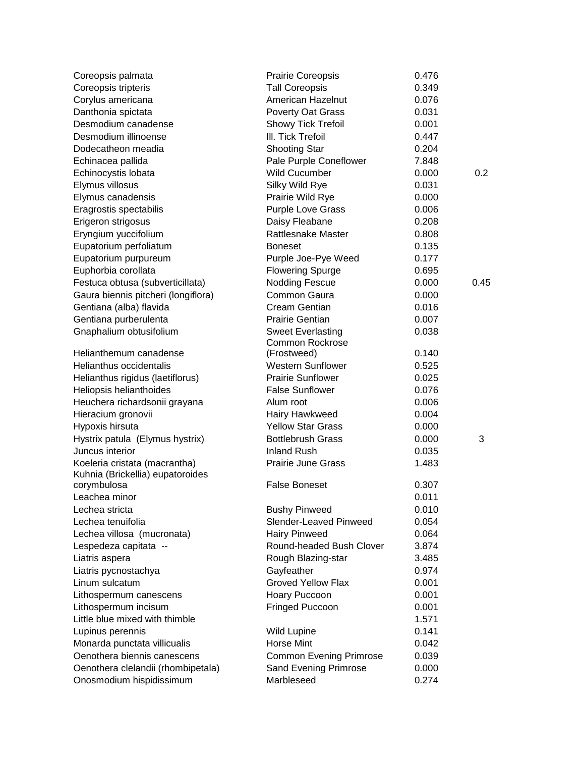| | | | |
|---|---|---|---|
| Coreopsis palmata | Prairie Coreopsis | 0.476 | |
| Coreopsis tripteris | Tall Coreopsis | 0.349 | |
| Corylus americana | American Hazelnut | 0.076 | |
| Danthonia spictata | Poverty Oat Grass | 0.031 | |
| Desmodium canadense | Showy Tick Trefoil | 0.001 | |
| Desmodium illinoense | Ill. Tick Trefoil | 0.447 | |
| Dodecatheon meadia | Shooting Star | 0.204 | |
| Echinacea pallida | Pale Purple Coneflower | 7.848 | |
| Echinocystis lobata | Wild Cucumber | 0.000 | 0.2 |
| Elymus villosus | Silky Wild Rye | 0.031 | |
| Elymus canadensis | Prairie Wild Rye | 0.000 | |
| Eragrostis spectabilis | Purple Love Grass | 0.006 | |
| Erigeron strigosus | Daisy Fleabane | 0.208 | |
| Eryngium yuccifolium | Rattlesnake Master | 0.808 | |
| Eupatorium perfoliatum | Boneset | 0.135 | |
| Eupatorium purpureum | Purple Joe-Pye Weed | 0.177 | |
| Euphorbia corollata | Flowering Spurge | 0.695 | |
| Festuca obtusa (subverticillata) | Nodding Fescue | 0.000 | 0.45 |
| Gaura biennis pitcheri (longiflora) | Common Gaura | 0.000 | |
| Gentiana (alba) flavida | Cream Gentian | 0.016 | |
| Gentiana purberulenta | Prairie Gentian | 0.007 | |
| Gnaphalium obtusifolium | Sweet Everlasting | 0.038 | |
| Helianthemum canadense | Common Rockrose (Frostweed) | 0.140 | |
| Helianthus occidentalis | Western Sunflower | 0.525 | |
| Helianthus rigidus (laetiflorus) | Prairie Sunflower | 0.025 | |
| Heliopsis helianthoides | False Sunflower | 0.076 | |
| Heuchera richardsonii grayana | Alum root | 0.006 | |
| Hieracium gronovii | Hairy Hawkweed | 0.004 | |
| Hypoxis hirsuta | Yellow Star Grass | 0.000 | |
| Hystrix patula (Elymus hystrix) | Bottlebrush Grass | 0.000 | 3 |
| Juncus interior | Inland Rush | 0.035 | |
| Koeleria cristata (macrantha) | Prairie June Grass | 1.483 | |
| Kuhnia (Brickellia) eupatoroides corymbulosa | False Boneset | 0.307 | |
| Leachea minor | | 0.011 | |
| Lechea stricta | Bushy Pinweed | 0.010 | |
| Lechea tenuifolia | Slender-Leaved Pinweed | 0.054 | |
| Lechea villosa (mucronata) | Hairy Pinweed | 0.064 | |
| Lespedeza capitata -- | Round-headed Bush Clover | 3.874 | |
| Liatris aspera | Rough Blazing-star | 3.485 | |
| Liatris pycnostachya | Gayfeather | 0.974 | |
| Linum sulcatum | Groved Yellow Flax | 0.001 | |
| Lithospermum canescens | Hoary Puccoon | 0.001 | |
| Lithospermum incisum | Fringed Puccoon | 0.001 | |
| Little blue mixed with thimble | | 1.571 | |
| Lupinus perennis | Wild Lupine | 0.141 | |
| Monarda punctata villicualis | Horse Mint | 0.042 | |
| Oenothera biennis canescens | Common Evening Primrose | 0.039 | |
| Oenothera clelandii (rhombipetala) | Sand Evening Primrose | 0.000 | |
| Onosmodium hispidissimum | Marbleseed | 0.274 | |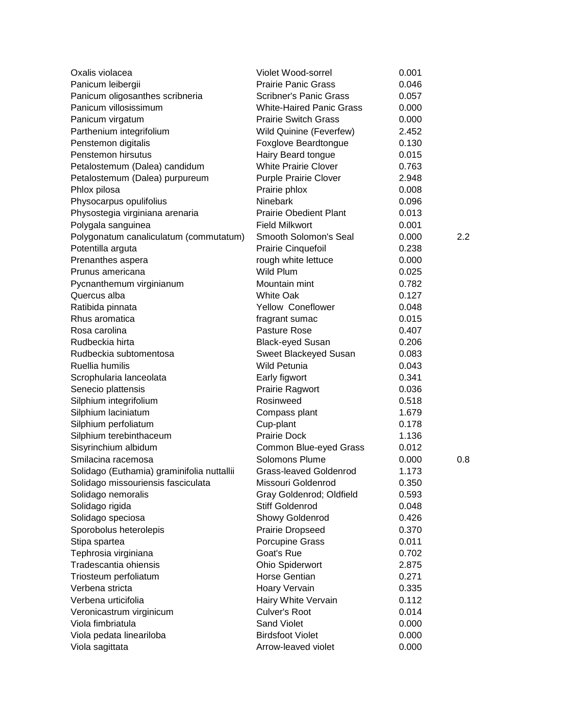| | | | |
|---|---|---|---|
| Oxalis violacea | Violet Wood-sorrel | 0.001 | |
| Panicum leibergii | Prairie Panic Grass | 0.046 | |
| Panicum oligosanthes scribneria | Scribner's Panic Grass | 0.057 | |
| Panicum villosissimum | White-Haired Panic Grass | 0.000 | |
| Panicum virgatum | Prairie Switch Grass | 0.000 | |
| Parthenium integrifolium | Wild Quinine (Feverfew) | 2.452 | |
| Penstemon digitalis | Foxglove Beardtongue | 0.130 | |
| Penstemon hirsutus | Hairy Beard tongue | 0.015 | |
| Petalostemum (Dalea) candidum | White Prairie Clover | 0.763 | |
| Petalostemum (Dalea) purpureum | Purple Prairie Clover | 2.948 | |
| Phlox pilosa | Prairie phlox | 0.008 | |
| Physocarpus opulifolius | Ninebark | 0.096 | |
| Physostegia virginiana arenaria | Prairie Obedient Plant | 0.013 | |
| Polygala sanguinea | Field Milkwort | 0.001 | |
| Polygonatum canaliculatum (commutatum) | Smooth Solomon's Seal | 0.000 | 2.2 |
| Potentilla arguta | Prairie Cinquefoil | 0.238 | |
| Prenanthes aspera | rough white lettuce | 0.000 | |
| Prunus americana | Wild Plum | 0.025 | |
| Pycnanthemum virginianum | Mountain mint | 0.782 | |
| Quercus alba | White Oak | 0.127 | |
| Ratibida pinnata | Yellow Coneflower | 0.048 | |
| Rhus aromatica | fragrant sumac | 0.015 | |
| Rosa carolina | Pasture Rose | 0.407 | |
| Rudbeckia hirta | Black-eyed Susan | 0.206 | |
| Rudbeckia subtomentosa | Sweet Blackeyed Susan | 0.083 | |
| Ruellia humilis | Wild Petunia | 0.043 | |
| Scrophularia lanceolata | Early figwort | 0.341 | |
| Senecio plattensis | Prairie Ragwort | 0.036 | |
| Silphium integrifolium | Rosinweed | 0.518 | |
| Silphium laciniatum | Compass plant | 1.679 | |
| Silphium perfoliatum | Cup-plant | 0.178 | |
| Silphium terebinthaceum | Prairie Dock | 1.136 | |
| Sisyrinchium albidum | Common Blue-eyed Grass | 0.012 | |
| Smilacina racemosa | Solomons Plume | 0.000 | 0.8 |
| Solidago (Euthamia) graminifolia nuttallii | Grass-leaved Goldenrod | 1.173 | |
| Solidago missouriensis fasciculata | Missouri Goldenrod | 0.350 | |
| Solidago nemoralis | Gray Goldenrod; Oldfield | 0.593 | |
| Solidago rigida | Stiff Goldenrod | 0.048 | |
| Solidago speciosa | Showy Goldenrod | 0.426 | |
| Sporobolus heterolepis | Prairie Dropseed | 0.370 | |
| Stipa spartea | Porcupine Grass | 0.011 | |
| Tephrosia virginiana | Goat's Rue | 0.702 | |
| Tradescantia ohiensis | Ohio Spiderwort | 2.875 | |
| Triosteum perfoliatum | Horse Gentian | 0.271 | |
| Verbena stricta | Hoary Vervain | 0.335 | |
| Verbena urticifolia | Hairy White Vervain | 0.112 | |
| Veronicastrum virginicum | Culver's Root | 0.014 | |
| Viola fimbriatula | Sand Violet | 0.000 | |
| Viola pedata lineariloba | Birdsfoot Violet | 0.000 | |
| Viola sagittata | Arrow-leaved violet | 0.000 | |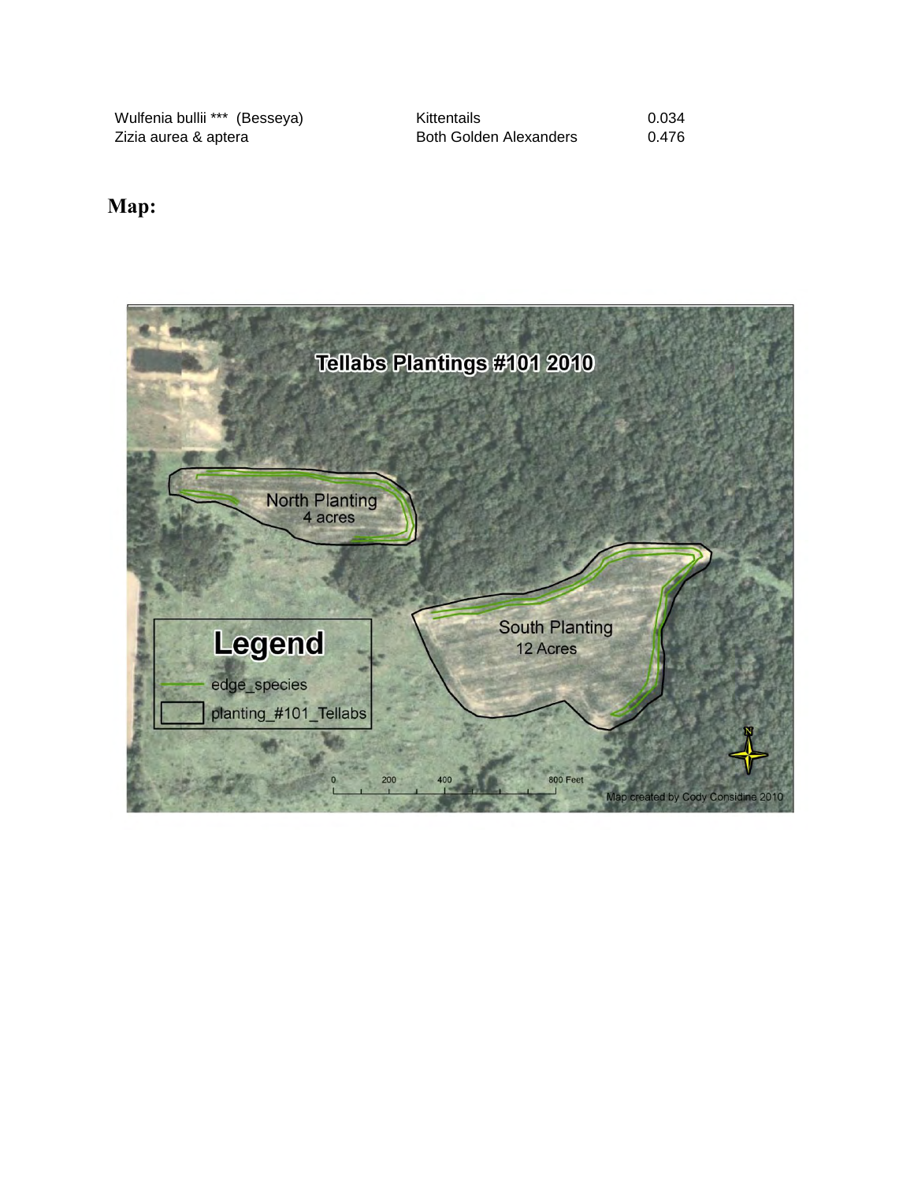| | | |
|---|---|---|
| Wulfenia bullii *** (Besseya) | Kittentails | 0.034 |
| Zizia aurea & aptera | Both Golden Alexanders | 0.476 |

**Map:**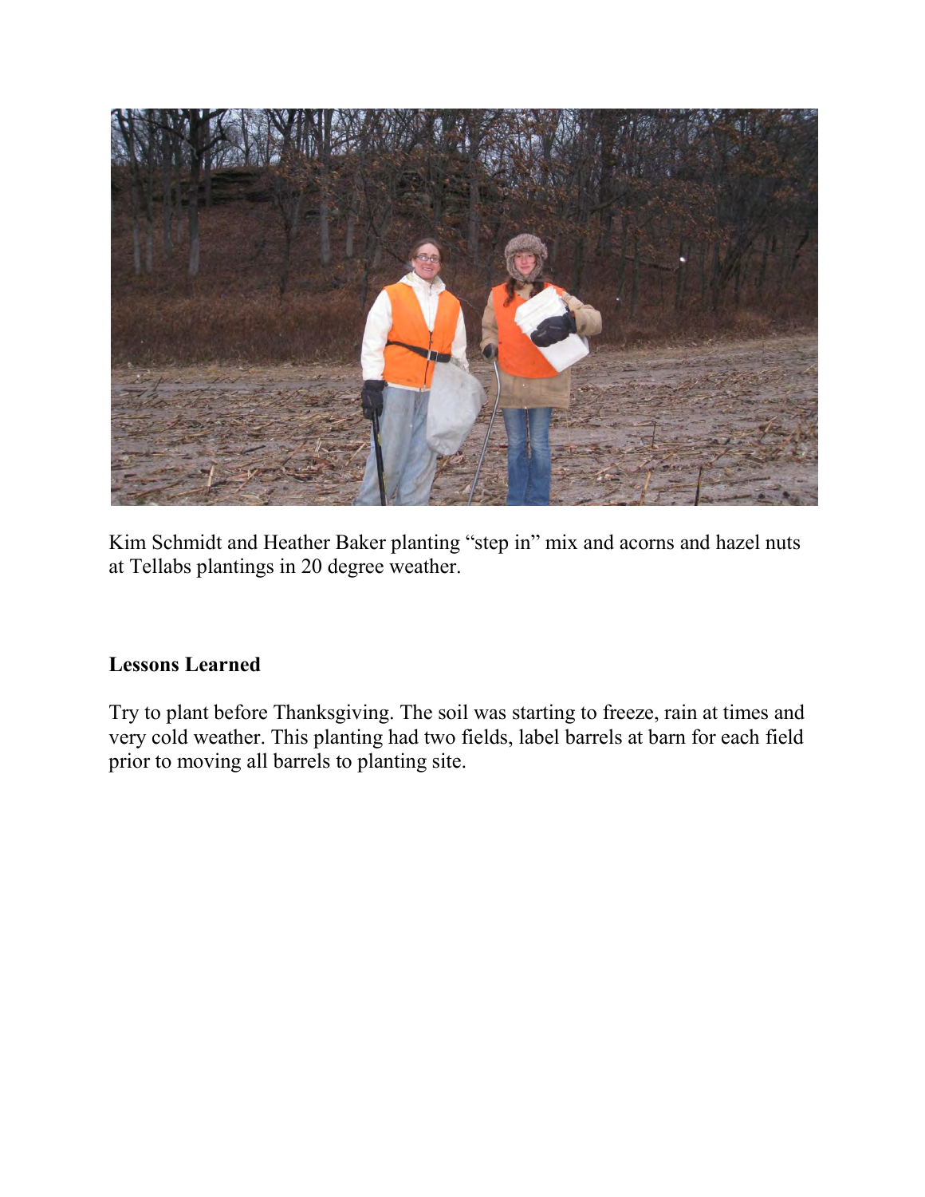Kim Schmidt and Heather Baker planting “step in” mix and acorns and hazel nuts at Tellabs plantings in 20 degree weather.

**Lessons Learned**

Try to plant before Thanksgiving. The soil was starting to freeze, rain at times and very cold weather. This planting had two fields, label barrels at barn for each field prior to moving all barrels to planting site.